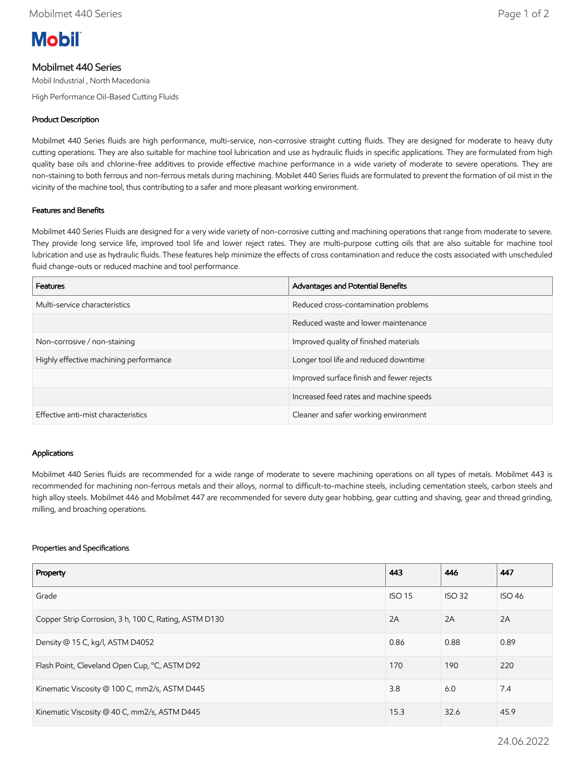# Mobilmet 440 Series

Mobil Industrial , North Macedonia

High Performance Oil-Based Cutting Fluids

## Product Description

Mobilmet 440 Series fluids are high performance, multi-service, non-corrosive straight cutting fluids. They are designed for moderate to heavy duty cutting operations. They are also suitable for machine tool lubrication and use as hydraulic fluids in specific applications. They are formulated from high quality base oils and chlorine-free additives to provide effective machine performance in a wide variety of moderate to severe operations. They are non-staining to both ferrous and non-ferrous metals during machining. Mobilet 440 Series fluids are formulated to prevent the formation of oil mist in the vicinity of the machine tool, thus contributing to a safer and more pleasant working environment.

## Features and Benefits

Mobilmet 440 Series Fluids are designed for a very wide variety of non-corrosive cutting and machining operations that range from moderate to severe. They provide long service life, improved tool life and lower reject rates. They are multi-purpose cutting oils that are also suitable for machine tool lubrication and use as hydraulic fluids. These features help minimize the effects of cross contamination and reduce the costs associated with unscheduled fluid change-outs or reduced machine and tool performance.

| Features | Advantages and Potential Benefits |
|---|---|
| Multi-service characteristics | Reduced cross-contamination problems |
| | Reduced waste and lower maintenance |
| Non-corrosive / non-staining | Improved quality of finished materials |
| Highly effective machining performance | Longer tool life and reduced downtime |
| | Improved surface finish and fewer rejects |
| | Increased feed rates and machine speeds |
| Effective anti-mist characteristics | Cleaner and safer working environment |

## Applications

Mobilmet 440 Series fluids are recommended for a wide range of moderate to severe machining operations on all types of metals. Mobilmet 443 is recommended for machining non-ferrous metals and their alloys, normal to difficult-to-machine steels, including cementation steels, carbon steels and high alloy steels. Mobilmet 446 and Mobilmet 447 are recommended for severe duty gear hobbing, gear cutting and shaving, gear and thread grinding, milling, and broaching operations.

## Properties and Specifications

| Property | 443 | 446 | 447 |
|---|---|---|---|
| Grade | ISO 15 | ISO 32 | ISO 46 |
| Copper Strip Corrosion, 3 h, 100 C, Rating, ASTM D130 | 2A | 2A | 2A |
| Density @ 15 C, kg/l, ASTM D4052 | 0.86 | 0.88 | 0.89 |
| Flash Point, Cleveland Open Cup, °C, ASTM D92 | 170 | 190 | 220 |
| Kinematic Viscosity @ 100 C, mm2/s, ASTM D445 | 3.8 | 6.0 | 7.4 |
| Kinematic Viscosity @ 40 C, mm2/s, ASTM D445 | 15.3 | 32.6 | 45.9 |

24.06.2022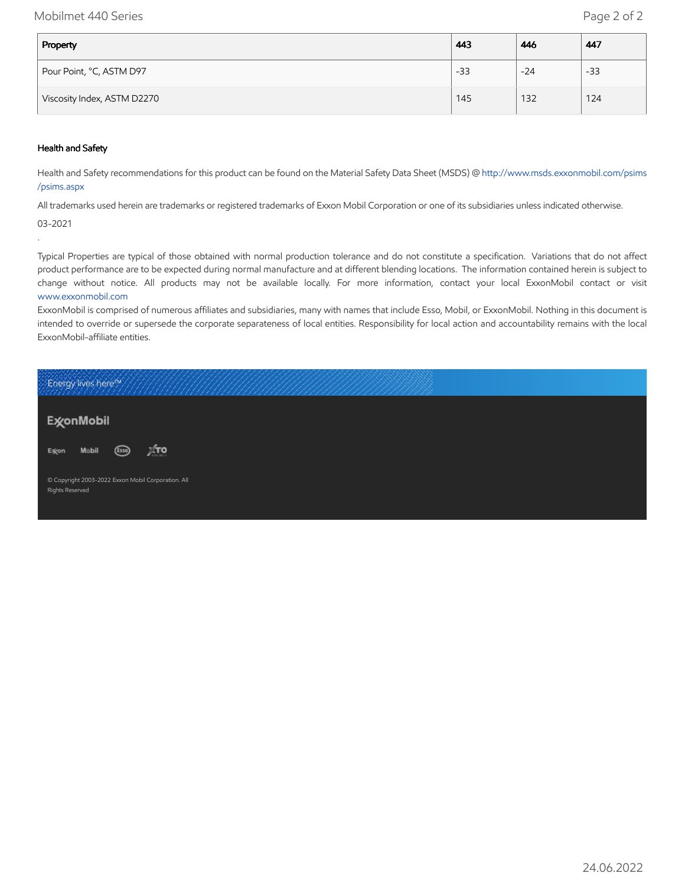| Property | 443 | 446 | 447 |
| --- | --- | --- | --- |
| Pour Point, °C, ASTM D97 | -33 | -24 | -33 |
| Viscosity Index, ASTM D2270 | 145 | 132 | 124 |

### Health and Safety

Health and Safety recommendations for this product can be found on the Material Safety Data Sheet (MSDS) @ http://www.msds.exxonmobil.com/psims/psims.aspx

All trademarks used herein are trademarks or registered trademarks of Exxon Mobil Corporation or one of its subsidiaries unless indicated otherwise.

03-2021

.

Typical Properties are typical of those obtained with normal production tolerance and do not constitute a specification. Variations that do not affect product performance are to be expected during normal manufacture and at different blending locations. The information contained herein is subject to change without notice. All products may not be available locally. For more information, contact your local ExxonMobil contact or visit www.exxonmobil.com

ExxonMobil is comprised of numerous affiliates and subsidiaries, many with names that include Esso, Mobil, or ExxonMobil. Nothing in this document is intended to override or supersede the corporate separateness of local entities. Responsibility for local action and accountability remains with the local ExxonMobil-affiliate entities.

Energy lives here™

ExxonMobil

Exxon Mobil Esso XTO

© Copyright 2003-2022 Exxon Mobil Corporation. All Rights Reserved